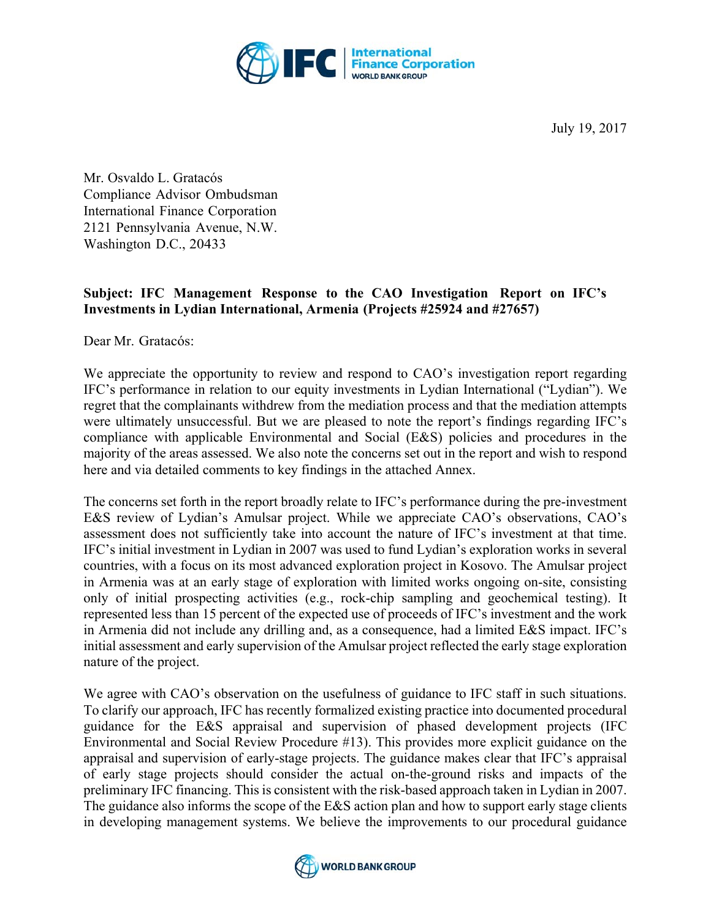July 19, 2017

Mr. Osvaldo L. Gratacós
Compliance Advisor Ombudsman
International Finance Corporation
2121 Pennsylvania Avenue, N.W.
Washington D.C., 20433

**Subject: IFC Management Response to the CAO Investigation Report on IFC's Investments in Lydian International, Armenia (Projects #25924 and #27657)**

Dear Mr. Gratacós:

We appreciate the opportunity to review and respond to CAO's investigation report regarding IFC's performance in relation to our equity investments in Lydian International ("Lydian"). We regret that the complainants withdrew from the mediation process and that the mediation attempts were ultimately unsuccessful. But we are pleased to note the report's findings regarding IFC's compliance with applicable Environmental and Social (E&S) policies and procedures in the majority of the areas assessed. We also note the concerns set out in the report and wish to respond here and via detailed comments to key findings in the attached Annex.

The concerns set forth in the report broadly relate to IFC's performance during the pre-investment E&S review of Lydian's Amulsar project. While we appreciate CAO's observations, CAO's assessment does not sufficiently take into account the nature of IFC's investment at that time. IFC's initial investment in Lydian in 2007 was used to fund Lydian's exploration works in several countries, with a focus on its most advanced exploration project in Kosovo. The Amulsar project in Armenia was at an early stage of exploration with limited works ongoing on-site, consisting only of initial prospecting activities (e.g., rock-chip sampling and geochemical testing). It represented less than 15 percent of the expected use of proceeds of IFC's investment and the work in Armenia did not include any drilling and, as a consequence, had a limited E&S impact. IFC's initial assessment and early supervision of the Amulsar project reflected the early stage exploration nature of the project.

We agree with CAO's observation on the usefulness of guidance to IFC staff in such situations. To clarify our approach, IFC has recently formalized existing practice into documented procedural guidance for the E&S appraisal and supervision of phased development projects (IFC Environmental and Social Review Procedure #13). This provides more explicit guidance on the appraisal and supervision of early-stage projects. The guidance makes clear that IFC's appraisal of early stage projects should consider the actual on-the-ground risks and impacts of the preliminary IFC financing. This is consistent with the risk-based approach taken in Lydian in 2007. The guidance also informs the scope of the E&S action plan and how to support early stage clients in developing management systems. We believe the improvements to our procedural guidance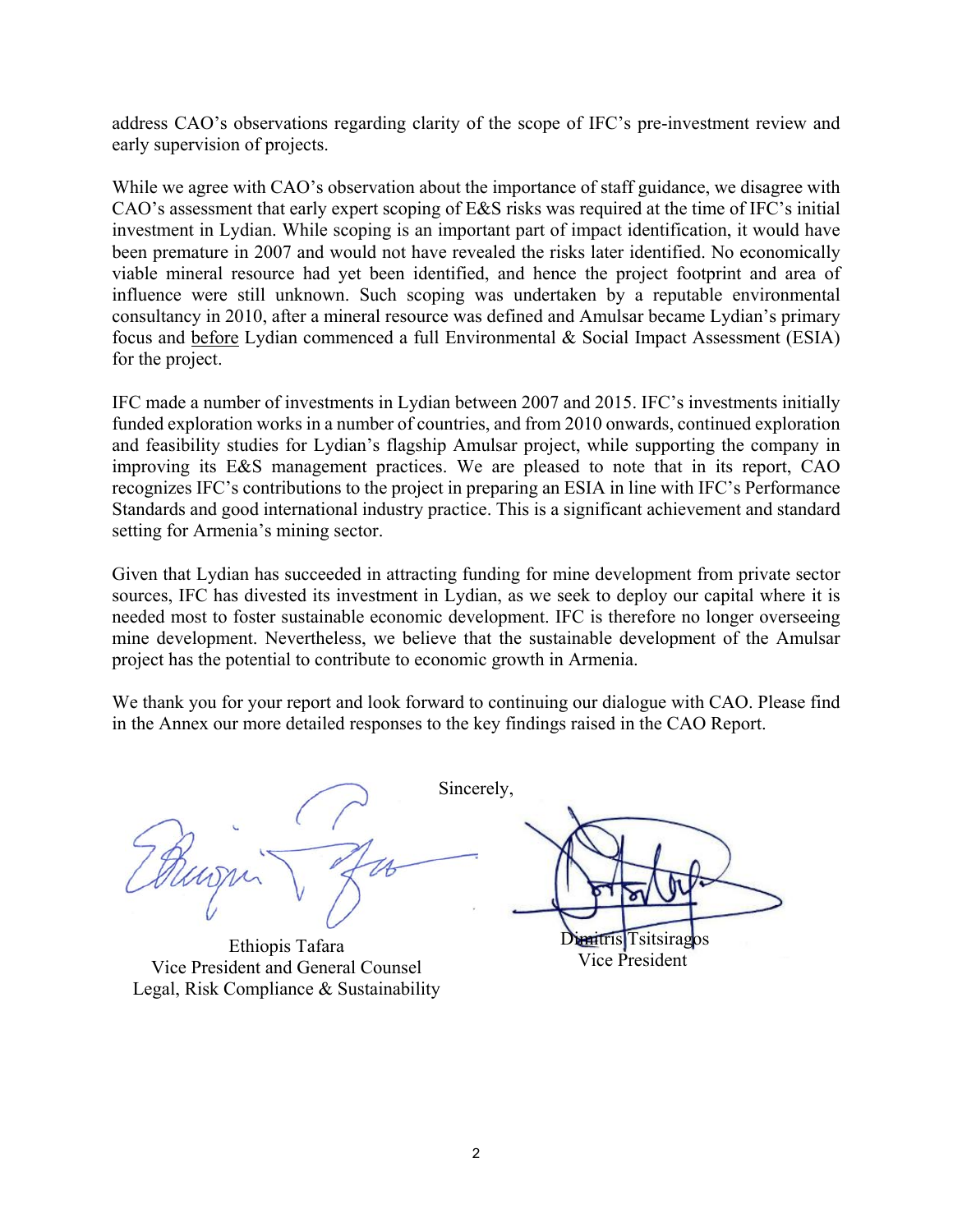address CAO's observations regarding clarity of the scope of IFC's pre-investment review and early supervision of projects.

While we agree with CAO's observation about the importance of staff guidance, we disagree with CAO's assessment that early expert scoping of E&S risks was required at the time of IFC's initial investment in Lydian. While scoping is an important part of impact identification, it would have been premature in 2007 and would not have revealed the risks later identified. No economically viable mineral resource had yet been identified, and hence the project footprint and area of influence were still unknown. Such scoping was undertaken by a reputable environmental consultancy in 2010, after a mineral resource was defined and Amulsar became Lydian's primary focus and before Lydian commenced a full Environmental & Social Impact Assessment (ESIA) for the project.

IFC made a number of investments in Lydian between 2007 and 2015. IFC's investments initially funded exploration works in a number of countries, and from 2010 onwards, continued exploration and feasibility studies for Lydian's flagship Amulsar project, while supporting the company in improving its E&S management practices. We are pleased to note that in its report, CAO recognizes IFC's contributions to the project in preparing an ESIA in line with IFC's Performance Standards and good international industry practice. This is a significant achievement and standard setting for Armenia's mining sector.

Given that Lydian has succeeded in attracting funding for mine development from private sector sources, IFC has divested its investment in Lydian, as we seek to deploy our capital where it is needed most to foster sustainable economic development. IFC is therefore no longer overseeing mine development. Nevertheless, we believe that the sustainable development of the Amulsar project has the potential to contribute to economic growth in Armenia.

We thank you for your report and look forward to continuing our dialogue with CAO. Please find in the Annex our more detailed responses to the key findings raised in the CAO Report.

Sincerely,

Ethiopis Tafara
Vice President and General Counsel
Legal, Risk Compliance & Sustainability

Dimitris Tsitsiragos
Vice President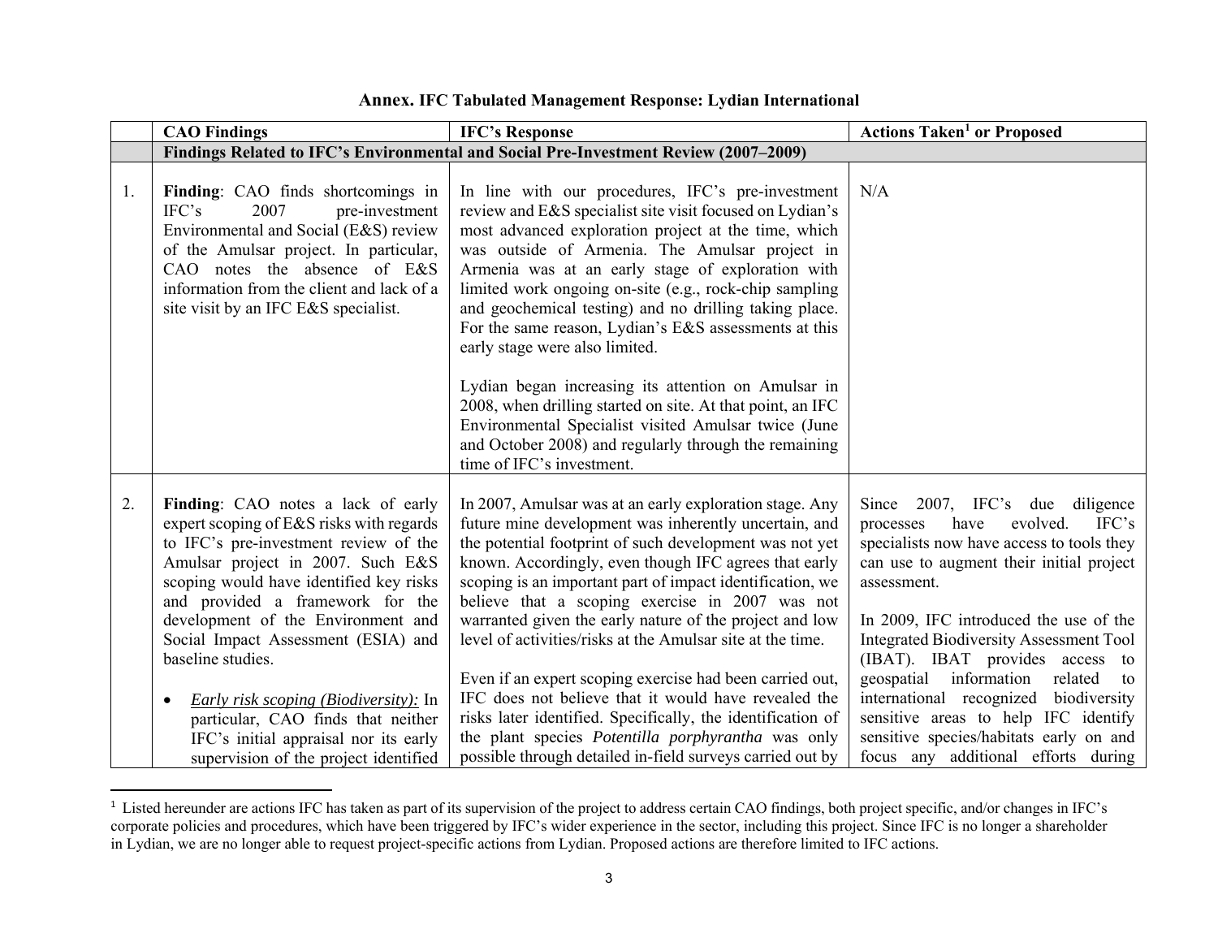**Annex. IFC Tabulated Management Response: Lydian International**

| | CAO Findings | IFC's Response | Actions Taken[1] or Proposed |
|---|---|---|---|
| | **Findings Related to IFC's Environmental and Social Pre-Investment Review (2007–2009)** | | |
| 1. | **Finding**: CAO finds shortcomings in IFC's 2007 pre-investment Environmental and Social (E&S) review of the Amulsar project. In particular, CAO notes the absence of E&S information from the client and lack of a site visit by an IFC E&S specialist. | In line with our procedures, IFC's pre-investment review and E&S specialist site visit focused on Lydian's most advanced exploration project at the time, which was outside of Armenia. The Amulsar project in Armenia was at an early stage of exploration with limited work ongoing on-site (e.g., rock-chip sampling and geochemical testing) and no drilling taking place. For the same reason, Lydian's E&S assessments at this early stage were also limited.<br><br>Lydian began increasing its attention on Amulsar in 2008, when drilling started on site. At that point, an IFC Environmental Specialist visited Amulsar twice (June and October 2008) and regularly through the remaining time of IFC's investment. | N/A |
| 2. | **Finding**: CAO notes a lack of early expert scoping of E&S risks with regards to IFC's pre-investment review of the Amulsar project in 2007. Such E&S scoping would have identified key risks and provided a framework for the development of the Environment and Social Impact Assessment (ESIA) and baseline studies.<br><br>• *Early risk scoping (Biodiversity):* In particular, CAO finds that neither IFC's initial appraisal nor its early supervision of the project identified | In 2007, Amulsar was at an early exploration stage. Any future mine development was inherently uncertain, and the potential footprint of such development was not yet known. Accordingly, even though IFC agrees that early scoping is an important part of impact identification, we believe that a scoping exercise in 2007 was not warranted given the early nature of the project and low level of activities/risks at the Amulsar site at the time.<br><br>Even if an expert scoping exercise had been carried out, IFC does not believe that it would have revealed the risks later identified. Specifically, the identification of the plant species *Potentilla porphyrantha* was only possible through detailed in-field surveys carried out by | Since 2007, IFC's due diligence processes have evolved. IFC's specialists now have access to tools they can use to augment their initial project assessment.<br><br>In 2009, IFC introduced the use of the Integrated Biodiversity Assessment Tool (IBAT). IBAT provides access to geospatial information related to international recognized biodiversity sensitive areas to help IFC identify sensitive species/habitats early on and focus any additional efforts during |

[1] Listed hereunder are actions IFC has taken as part of its supervision of the project to address certain CAO findings, both project specific, and/or changes in IFC's corporate policies and procedures, which have been triggered by IFC's wider experience in the sector, including this project. Since IFC is no longer a shareholder in Lydian, we are no longer able to request project-specific actions from Lydian. Proposed actions are therefore limited to IFC actions.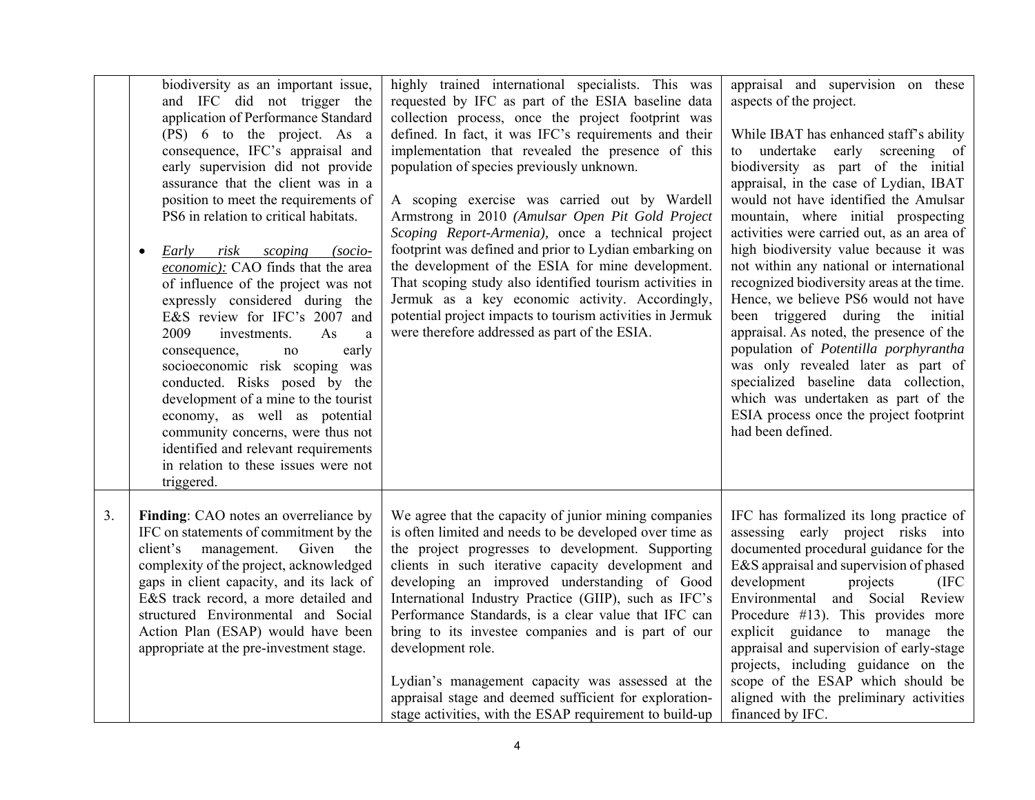| | | | |
|---|---|---|---|
| | biodiversity as an important issue, and IFC did not trigger the application of Performance Standard (PS) 6 to the project. As a consequence, IFC's appraisal and early supervision did not provide assurance that the client was in a position to meet the requirements of PS6 in relation to critical habitats.<br><br>• <u>*Early risk scoping (socio-economic):*</u> CAO finds that the area of influence of the project was not expressly considered during the E&S review for IFC's 2007 and 2009 investments. As a consequence, no early socioeconomic risk scoping was conducted. Risks posed by the development of a mine to the tourist economy, as well as potential community concerns, were thus not identified and relevant requirements in relation to these issues were not triggered. | highly trained international specialists. This was requested by IFC as part of the ESIA baseline data collection process, once the project footprint was defined. In fact, it was IFC's requirements and their implementation that revealed the presence of this population of species previously unknown.<br><br>A scoping exercise was carried out by Wardell Armstrong in 2010 *(Amulsar Open Pit Gold Project Scoping Report-Armenia),* once a technical project footprint was defined and prior to Lydian embarking on the development of the ESIA for mine development. That scoping study also identified tourism activities in Jermuk as a key economic activity. Accordingly, potential project impacts to tourism activities in Jermuk were therefore addressed as part of the ESIA. | appraisal and supervision on these aspects of the project.<br><br>While IBAT has enhanced staff's ability to undertake early screening of biodiversity as part of the initial appraisal, in the case of Lydian, IBAT would not have identified the Amulsar mountain, where initial prospecting activities were carried out, as an area of high biodiversity value because it was not within any national or international recognized biodiversity areas at the time. Hence, we believe PS6 would not have been triggered during the initial appraisal. As noted, the presence of the population of *Potentilla porphyrantha* was only revealed later as part of specialized baseline data collection, which was undertaken as part of the ESIA process once the project footprint had been defined. |
| 3. | **Finding**: CAO notes an overreliance by IFC on statements of commitment by the client's management. Given the complexity of the project, acknowledged gaps in client capacity, and its lack of E&S track record, a more detailed and structured Environmental and Social Action Plan (ESAP) would have been appropriate at the pre-investment stage. | We agree that the capacity of junior mining companies is often limited and needs to be developed over time as the project progresses to development. Supporting clients in such iterative capacity development and developing an improved understanding of Good International Industry Practice (GIIP), such as IFC's Performance Standards, is a clear value that IFC can bring to its investee companies and is part of our development role.<br><br>Lydian's management capacity was assessed at the appraisal stage and deemed sufficient for exploration-stage activities, with the ESAP requirement to build-up | IFC has formalized its long practice of assessing early project risks into documented procedural guidance for the E&S appraisal and supervision of phased development projects (IFC Environmental and Social Review Procedure #13). This provides more explicit guidance to manage the appraisal and supervision of early-stage projects, including guidance on the scope of the ESAP which should be aligned with the preliminary activities financed by IFC. |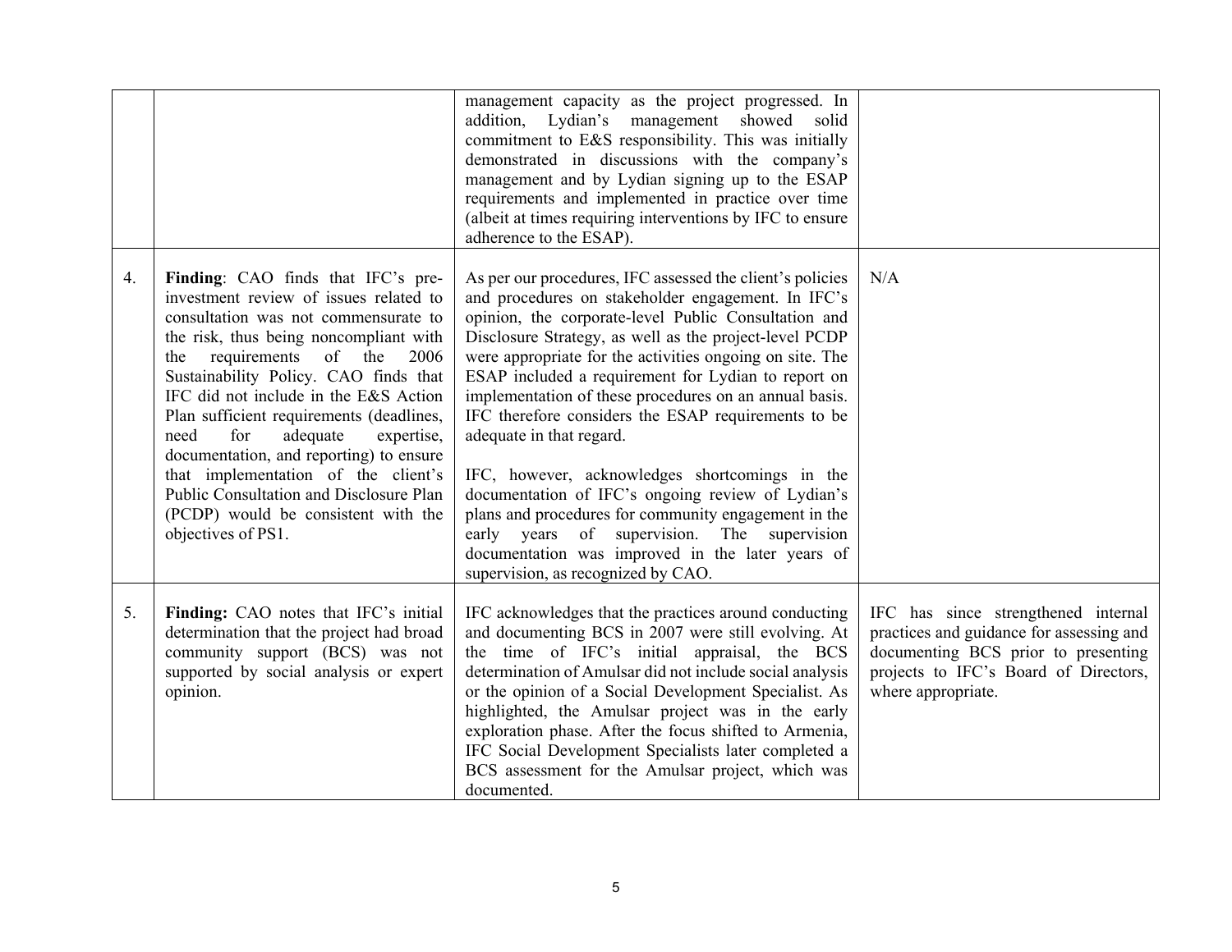| | | | |
|---|---|---|---|
| | | management capacity as the project progressed. In addition, Lydian's management showed solid commitment to E&S responsibility. This was initially demonstrated in discussions with the company's management and by Lydian signing up to the ESAP requirements and implemented in practice over time (albeit at times requiring interventions by IFC to ensure adherence to the ESAP). | |
| 4. | **Finding**: CAO finds that IFC's pre-investment review of issues related to consultation was not commensurate to the risk, thus being noncompliant with the requirements of the 2006 Sustainability Policy. CAO finds that IFC did not include in the E&S Action Plan sufficient requirements (deadlines, need for adequate expertise, documentation, and reporting) to ensure that implementation of the client's Public Consultation and Disclosure Plan (PCDP) would be consistent with the objectives of PS1. | As per our procedures, IFC assessed the client's policies and procedures on stakeholder engagement. In IFC's opinion, the corporate-level Public Consultation and Disclosure Strategy, as well as the project-level PCDP were appropriate for the activities ongoing on site. The ESAP included a requirement for Lydian to report on implementation of these procedures on an annual basis. IFC therefore considers the ESAP requirements to be adequate in that regard.<br><br>IFC, however, acknowledges shortcomings in the documentation of IFC's ongoing review of Lydian's plans and procedures for community engagement in the early years of supervision. The supervision documentation was improved in the later years of supervision, as recognized by CAO. | N/A |
| 5. | **Finding:** CAO notes that IFC's initial determination that the project had broad community support (BCS) was not supported by social analysis or expert opinion. | IFC acknowledges that the practices around conducting and documenting BCS in 2007 were still evolving. At the time of IFC's initial appraisal, the BCS determination of Amulsar did not include social analysis or the opinion of a Social Development Specialist. As highlighted, the Amulsar project was in the early exploration phase. After the focus shifted to Armenia, IFC Social Development Specialists later completed a BCS assessment for the Amulsar project, which was documented. | IFC has since strengthened internal practices and guidance for assessing and documenting BCS prior to presenting projects to IFC's Board of Directors, where appropriate. |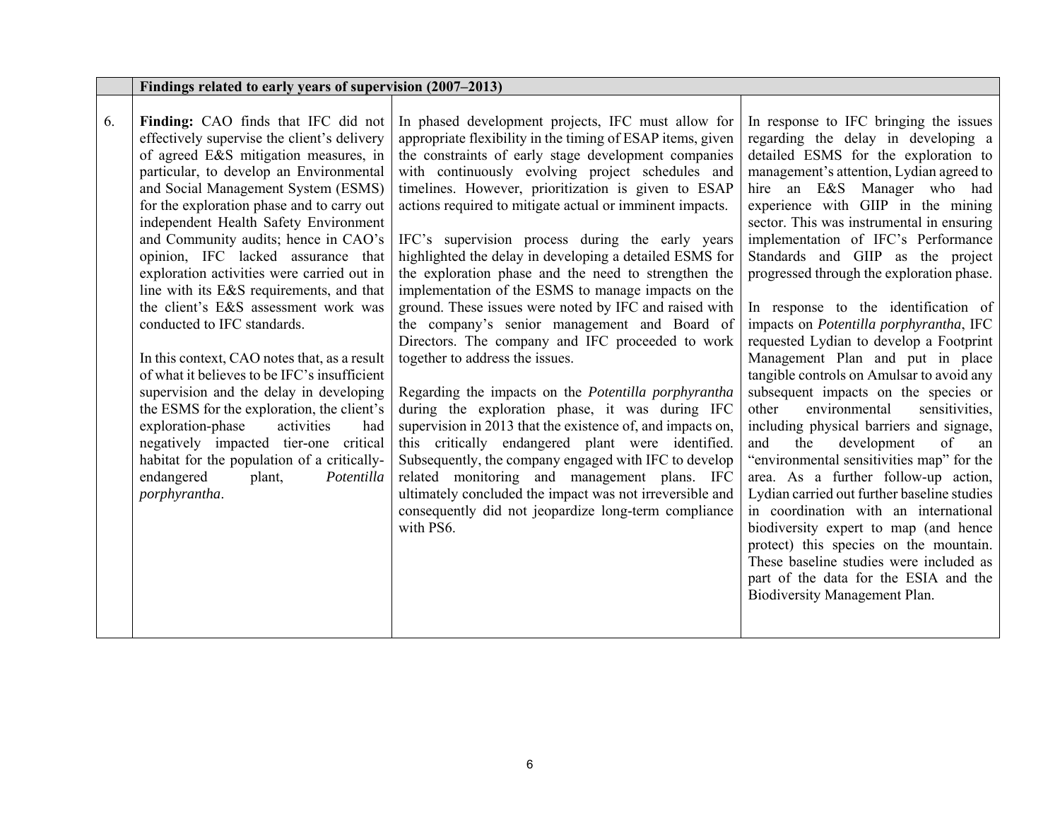| | **Findings related to early years of supervision (2007–2013)** | | |
|---|---|---|---|
| 6. | **Finding:** CAO finds that IFC did not effectively supervise the client's delivery of agreed E&S mitigation measures, in particular, to develop an Environmental and Social Management System (ESMS) for the exploration phase and to carry out independent Health Safety Environment and Community audits; hence in CAO's opinion, IFC lacked assurance that exploration activities were carried out in line with its E&S requirements, and that the client's E&S assessment work was conducted to IFC standards.<br><br>In this context, CAO notes that, as a result of what it believes to be IFC's insufficient supervision and the delay in developing the ESMS for the exploration, the client's exploration-phase activities had negatively impacted tier-one critical habitat for the population of a critically-endangered plant, *Potentilla porphyrantha*. | In phased development projects, IFC must allow for appropriate flexibility in the timing of ESAP items, given the constraints of early stage development companies with continuously evolving project schedules and timelines. However, prioritization is given to ESAP actions required to mitigate actual or imminent impacts.<br><br>IFC's supervision process during the early years highlighted the delay in developing a detailed ESMS for the exploration phase and the need to strengthen the implementation of the ESMS to manage impacts on the ground. These issues were noted by IFC and raised with the company's senior management and Board of Directors. The company and IFC proceeded to work together to address the issues.<br><br>Regarding the impacts on the *Potentilla porphyrantha* during the exploration phase, it was during IFC supervision in 2013 that the existence of, and impacts on, this critically endangered plant were identified. Subsequently, the company engaged with IFC to develop related monitoring and management plans. IFC ultimately concluded the impact was not irreversible and consequently did not jeopardize long-term compliance with PS6. | In response to IFC bringing the issues regarding the delay in developing a detailed ESMS for the exploration to management's attention, Lydian agreed to hire an E&S Manager who had experience with GIIP in the mining sector. This was instrumental in ensuring implementation of IFC's Performance Standards and GIIP as the project progressed through the exploration phase.<br><br>In response to the identification of impacts on *Potentilla porphyrantha*, IFC requested Lydian to develop a Footprint Management Plan and put in place tangible controls on Amulsar to avoid any subsequent impacts on the species or other environmental sensitivities, including physical barriers and signage, and the development of an "environmental sensitivities map" for the area. As a further follow-up action, Lydian carried out further baseline studies in coordination with an international biodiversity expert to map (and hence protect) this species on the mountain. These baseline studies were included as part of the data for the ESIA and the Biodiversity Management Plan. |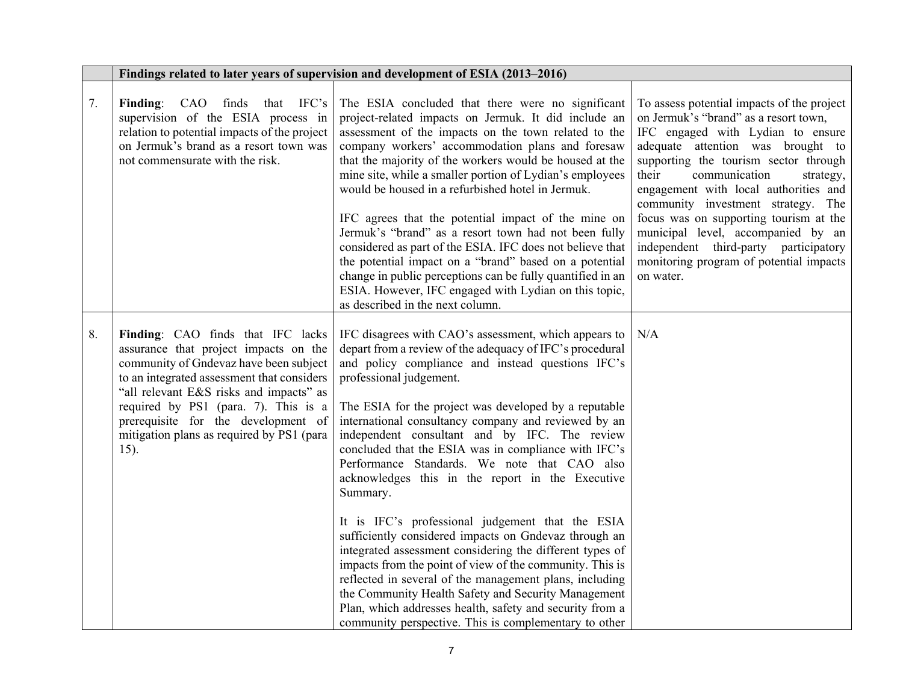| | Findings related to later years of supervision and development of ESIA (2013–2016) | | |
|---|---|---|---|
| 7. | **Finding**: CAO finds that IFC's supervision of the ESIA process in relation to potential impacts of the project on Jermuk's brand as a resort town was not commensurate with the risk. | The ESIA concluded that there were no significant project-related impacts on Jermuk. It did include an assessment of the impacts on the town related to the company workers' accommodation plans and foresaw that the majority of the workers would be housed at the mine site, while a smaller portion of Lydian's employees would be housed in a refurbished hotel in Jermuk.<br><br>IFC agrees that the potential impact of the mine on Jermuk's "brand" as a resort town had not been fully considered as part of the ESIA. IFC does not believe that the potential impact on a "brand" based on a potential change in public perceptions can be fully quantified in an ESIA. However, IFC engaged with Lydian on this topic, as described in the next column. | To assess potential impacts of the project on Jermuk's "brand" as a resort town, IFC engaged with Lydian to ensure adequate attention was brought to supporting the tourism sector through their communication strategy, engagement with local authorities and community investment strategy. The focus was on supporting tourism at the municipal level, accompanied by an independent third-party participatory monitoring program of potential impacts on water. |
| 8. | **Finding**: CAO finds that IFC lacks assurance that project impacts on the community of Gndevaz have been subject to an integrated assessment that considers "all relevant E&S risks and impacts" as required by PS1 (para. 7). This is a prerequisite for the development of mitigation plans as required by PS1 (para 15). | IFC disagrees with CAO's assessment, which appears to depart from a review of the adequacy of IFC's procedural and policy compliance and instead questions IFC's professional judgement.<br><br>The ESIA for the project was developed by a reputable international consultancy company and reviewed by an independent consultant and by IFC. The review concluded that the ESIA was in compliance with IFC's Performance Standards. We note that CAO also acknowledges this in the report in the Executive Summary.<br><br>It is IFC's professional judgement that the ESIA sufficiently considered impacts on Gndevaz through an integrated assessment considering the different types of impacts from the point of view of the community. This is reflected in several of the management plans, including the Community Health Safety and Security Management Plan, which addresses health, safety and security from a community perspective. This is complementary to other | N/A |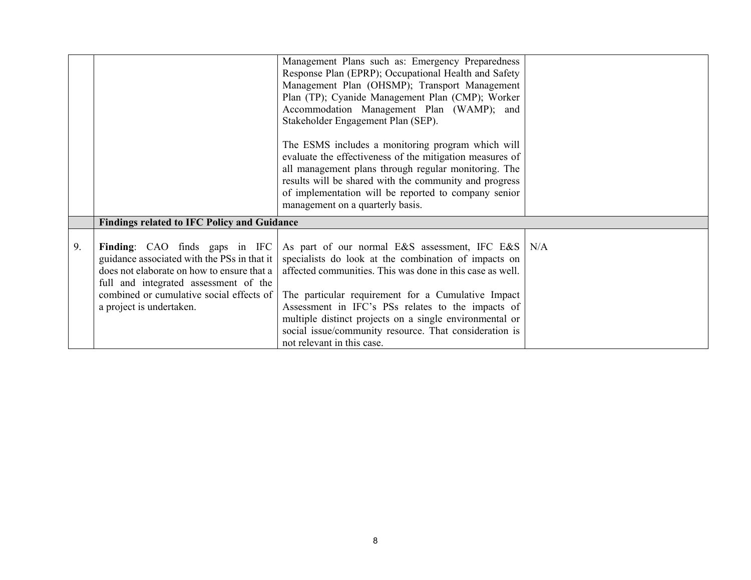| | | | |
|---|---|---|---|
| | | Management Plans such as: Emergency Preparedness Response Plan (EPRP); Occupational Health and Safety Management Plan (OHSMP); Transport Management Plan (TP); Cyanide Management Plan (CMP); Worker Accommodation Management Plan (WAMP); and Stakeholder Engagement Plan (SEP).<br><br>The ESMS includes a monitoring program which will evaluate the effectiveness of the mitigation measures of all management plans through regular monitoring. The results will be shared with the community and progress of implementation will be reported to company senior management on a quarterly basis. | |
| | **Findings related to IFC Policy and Guidance** | | |
| 9. | **Finding**: CAO finds gaps in IFC guidance associated with the PSs in that it does not elaborate on how to ensure that a full and integrated assessment of the combined or cumulative social effects of a project is undertaken. | As part of our normal E&S assessment, IFC E&S specialists do look at the combination of impacts on affected communities. This was done in this case as well.<br><br>The particular requirement for a Cumulative Impact Assessment in IFC's PSs relates to the impacts of multiple distinct projects on a single environmental or social issue/community resource. That consideration is not relevant in this case. | N/A |